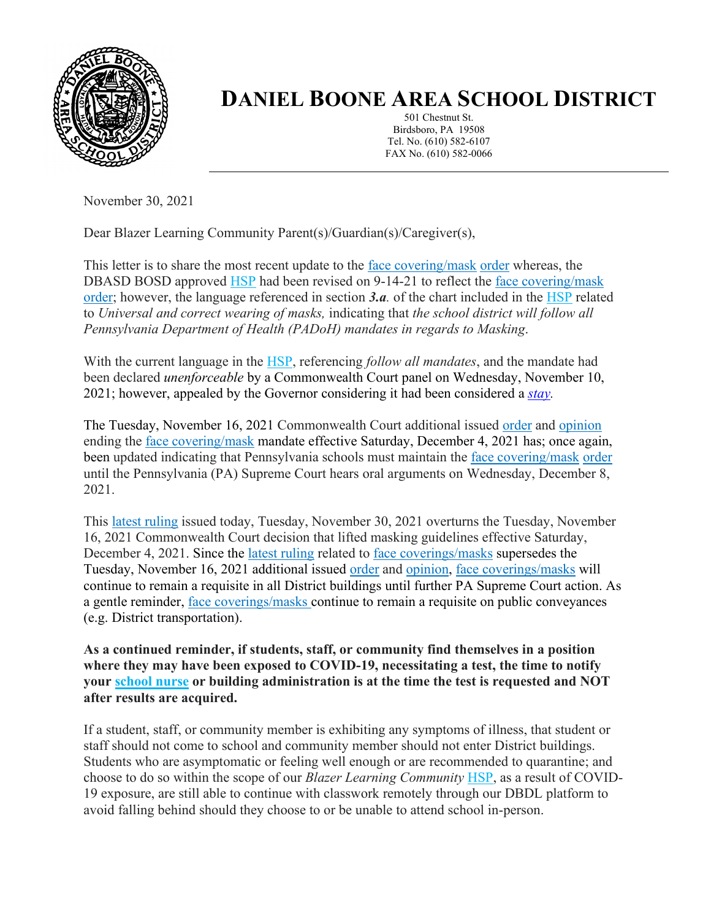# DANIEL BOONE AREA SCHOOL DISTRICT

501 Chestnut St.
Birdsboro, PA 19508
Tel. No. (610) 582-6107
FAX No. (610) 582-0066

---

November 30, 2021

Dear Blazer Learning Community Parent(s)/Guardian(s)/Caregiver(s),

This letter is to share the most recent update to the face covering/mask order whereas, the DBASD BOSD approved HSP had been revised on 9-14-21 to reflect the face covering/mask order; however, the language referenced in section ***3.a.*** of the chart included in the HSP related to *Universal and correct wearing of masks,* indicating that *the school district will follow all Pennsylvania Department of Health (PADoH) mandates in regards to Masking*.

With the current language in the HSP, referencing *follow all mandates*, and the mandate had been declared *unenforceable* by a Commonwealth Court panel on Wednesday, November 10, 2021; however, appealed by the Governor considering it had been considered a *stay*.

The Tuesday, November 16, 2021 Commonwealth Court additional issued order and opinion ending the face covering/mask mandate effective Saturday, December 4, 2021 has; once again, been updated indicating that Pennsylvania schools must maintain the face covering/mask order until the Pennsylvania (PA) Supreme Court hears oral arguments on Wednesday, December 8, 2021.

This latest ruling issued today, Tuesday, November 30, 2021 overturns the Tuesday, November 16, 2021 Commonwealth Court decision that lifted masking guidelines effective Saturday, December 4, 2021. Since the latest ruling related to face coverings/masks supersedes the Tuesday, November 16, 2021 additional issued order and opinion, face coverings/masks will continue to remain a requisite in all District buildings until further PA Supreme Court action. As a gentle reminder, face coverings/masks continue to remain a requisite on public conveyances (e.g. District transportation).

**As a continued reminder, if students, staff, or community find themselves in a position where they may have been exposed to COVID-19, necessitating a test, the time to notify your school nurse or building administration is at the time the test is requested and NOT after results are acquired.**

If a student, staff, or community member is exhibiting any symptoms of illness, that student or staff should not come to school and community member should not enter District buildings. Students who are asymptomatic or feeling well enough or are recommended to quarantine; and choose to do so within the scope of our *Blazer Learning Community* HSP, as a result of COVID-19 exposure, are still able to continue with classwork remotely through our DBDL platform to avoid falling behind should they choose to or be unable to attend school in-person.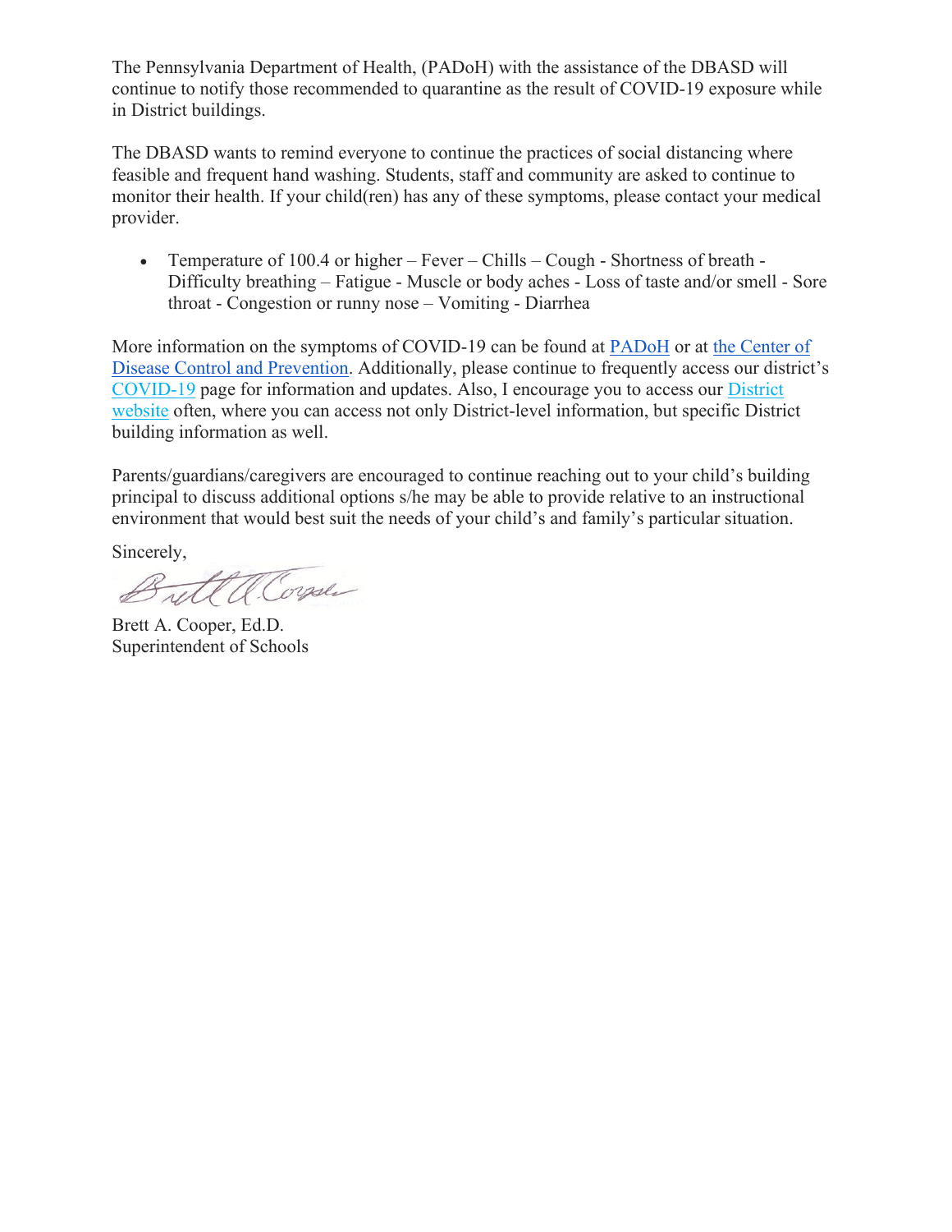The Pennsylvania Department of Health, (PADoH) with the assistance of the DBASD will continue to notify those recommended to quarantine as the result of COVID-19 exposure while in District buildings.

The DBASD wants to remind everyone to continue the practices of social distancing where feasible and frequent hand washing. Students, staff and community are asked to continue to monitor their health. If your child(ren) has any of these symptoms, please contact your medical provider.

- Temperature of 100.4 or higher – Fever – Chills – Cough - Shortness of breath - Difficulty breathing – Fatigue - Muscle or body aches - Loss of taste and/or smell - Sore throat - Congestion or runny nose – Vomiting - Diarrhea

More information on the symptoms of COVID-19 can be found at PADoH or at the Center of Disease Control and Prevention. Additionally, please continue to frequently access our district's COVID-19 page for information and updates. Also, I encourage you to access our District website often, where you can access not only District-level information, but specific District building information as well.

Parents/guardians/caregivers are encouraged to continue reaching out to your child's building principal to discuss additional options s/he may be able to provide relative to an instructional environment that would best suit the needs of your child's and family's particular situation.

Sincerely,

Brett A. Cooper, Ed.D.
Superintendent of Schools